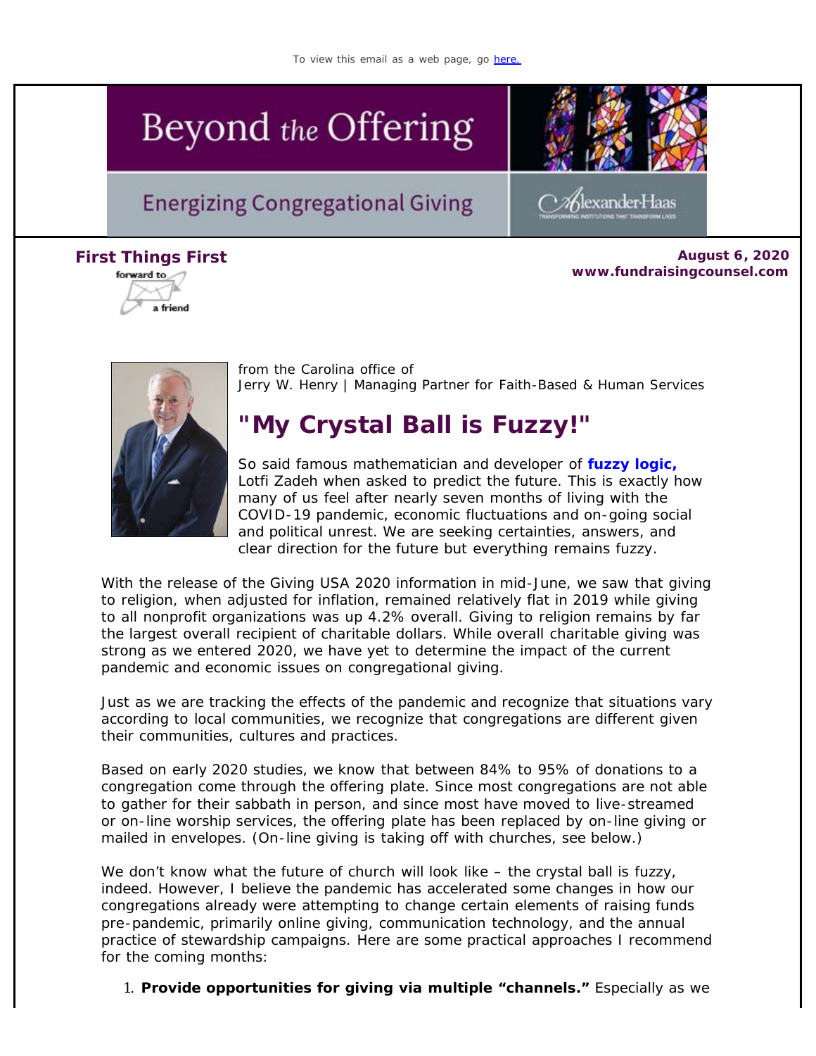To view this email as a web page, go here.

# Beyond the Offering

Energizing Congregational Giving

**First Things First**

forward to a friend

**August 6, 2020**
**www.fundraisingcounsel.com**

from the Carolina office of
Jerry W. Henry | Managing Partner for Faith-Based & Human Services

## "My Crystal Ball is Fuzzy!"

So said famous mathematician and developer of **fuzzy logic,** Lotfi Zadeh when asked to predict the future. This is exactly how many of us feel after nearly seven months of living with the COVID-19 pandemic, economic fluctuations and on-going social and political unrest. We are seeking certainties, answers, and clear direction for the future but everything remains fuzzy.

With the release of the Giving USA 2020 information in mid-June, we saw that giving to religion, when adjusted for inflation, remained relatively flat in 2019 while giving to all nonprofit organizations was up 4.2% overall. Giving to religion remains by far the largest overall recipient of charitable dollars. While overall charitable giving was strong as we entered 2020, we have yet to determine the impact of the current pandemic and economic issues on congregational giving.

Just as we are tracking the effects of the pandemic and recognize that situations vary according to local communities, we recognize that congregations are different given their communities, cultures and practices.

Based on early 2020 studies, we know that between 84% to 95% of donations to a congregation come through the offering plate. Since most congregations are not able to gather for their sabbath in person, and since most have moved to live-streamed or on-line worship services, the offering plate has been replaced by on-line giving or mailed in envelopes. (On-line giving is taking off with churches, see below.)

We don't know what the future of church will look like – the crystal ball is fuzzy, indeed. However, I believe the pandemic has accelerated some changes in how our congregations already were attempting to change certain elements of raising funds pre-pandemic, primarily online giving, communication technology, and the annual practice of stewardship campaigns. Here are some practical approaches I recommend for the coming months:

1. **Provide opportunities for giving via multiple "channels."** Especially as we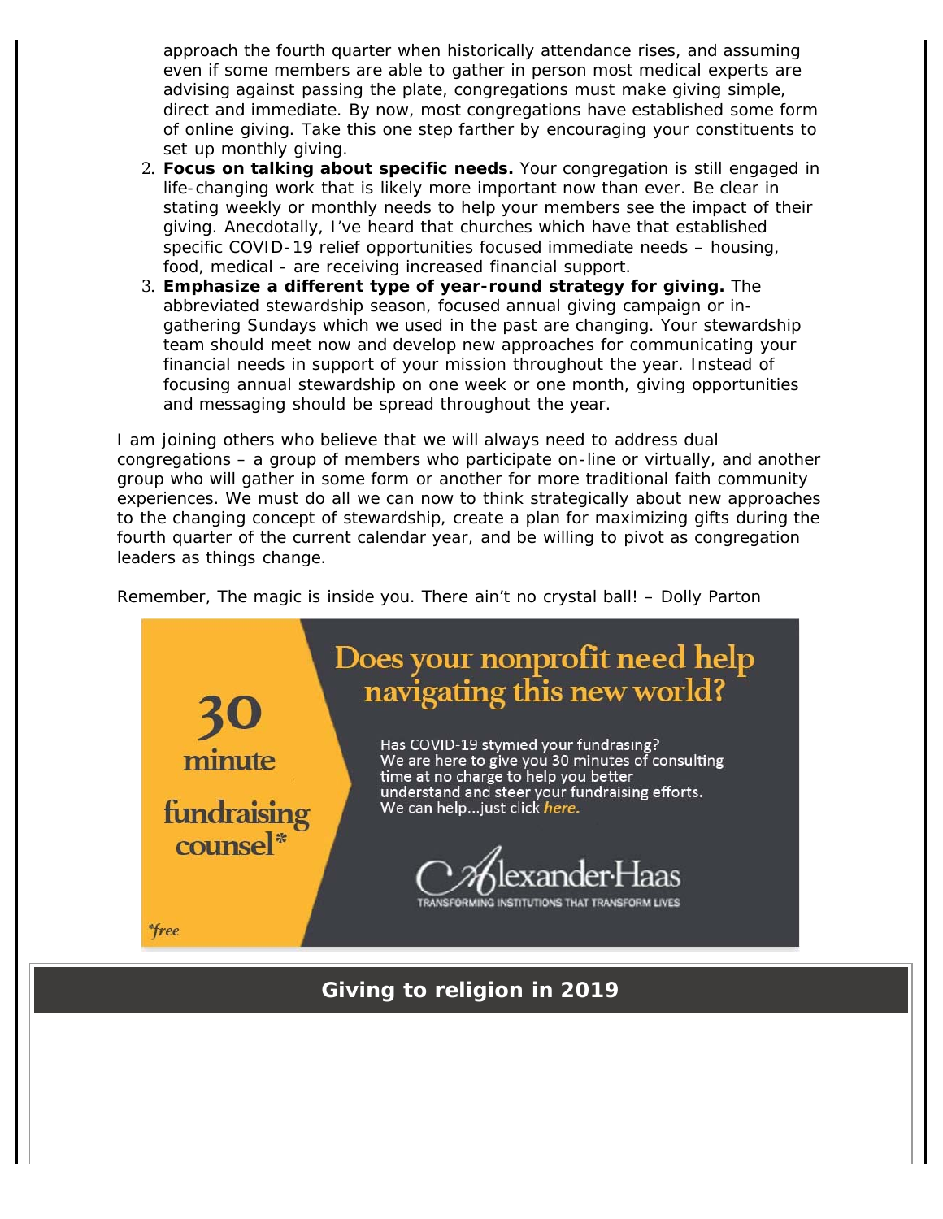approach the fourth quarter when historically attendance rises, and assuming even if some members are able to gather in person most medical experts are advising against passing the plate, congregations must make giving simple, direct and immediate. By now, most congregations have established some form of online giving. Take this one step farther by encouraging your constituents to set up monthly giving.

2. **Focus on talking about specific needs.** Your congregation is still engaged in life-changing work that is likely more important now than ever. Be clear in stating weekly or monthly needs to help your members see the impact of their giving. Anecdotally, I've heard that churches which have that established specific COVID-19 relief opportunities focused immediate needs – housing, food, medical - are receiving increased financial support.
3. **Emphasize a different type of year-round strategy for giving.** The abbreviated stewardship season, focused annual giving campaign or in-gathering Sundays which we used in the past are changing. Your stewardship team should meet now and develop new approaches for communicating your financial needs in support of your mission throughout the year. Instead of focusing annual stewardship on one week or one month, giving opportunities and messaging should be spread throughout the year.

I am joining others who believe that we will always need to address dual congregations – a group of members who participate on-line or virtually, and another group who will gather in some form or another for more traditional faith community experiences. We must do all we can now to think strategically about new approaches to the changing concept of stewardship, create a plan for maximizing gifts during the fourth quarter of the current calendar year, and be willing to pivot as congregation leaders as things change.

Remember, The magic is inside you. There ain't no crystal ball! – Dolly Parton

30 minute fundraising counsel*

*free

Does your nonprofit need help navigating this new world?

Has COVID-19 stymied your fundrasing? We are here to give you 30 minutes of consulting time at no charge to help you better understand and steer your fundraising efforts. We can help...just click *here*.

AlexanderHaas

TRANSFORMING INSTITUTIONS THAT TRANSFORM LIVES

## Giving to religion in 2019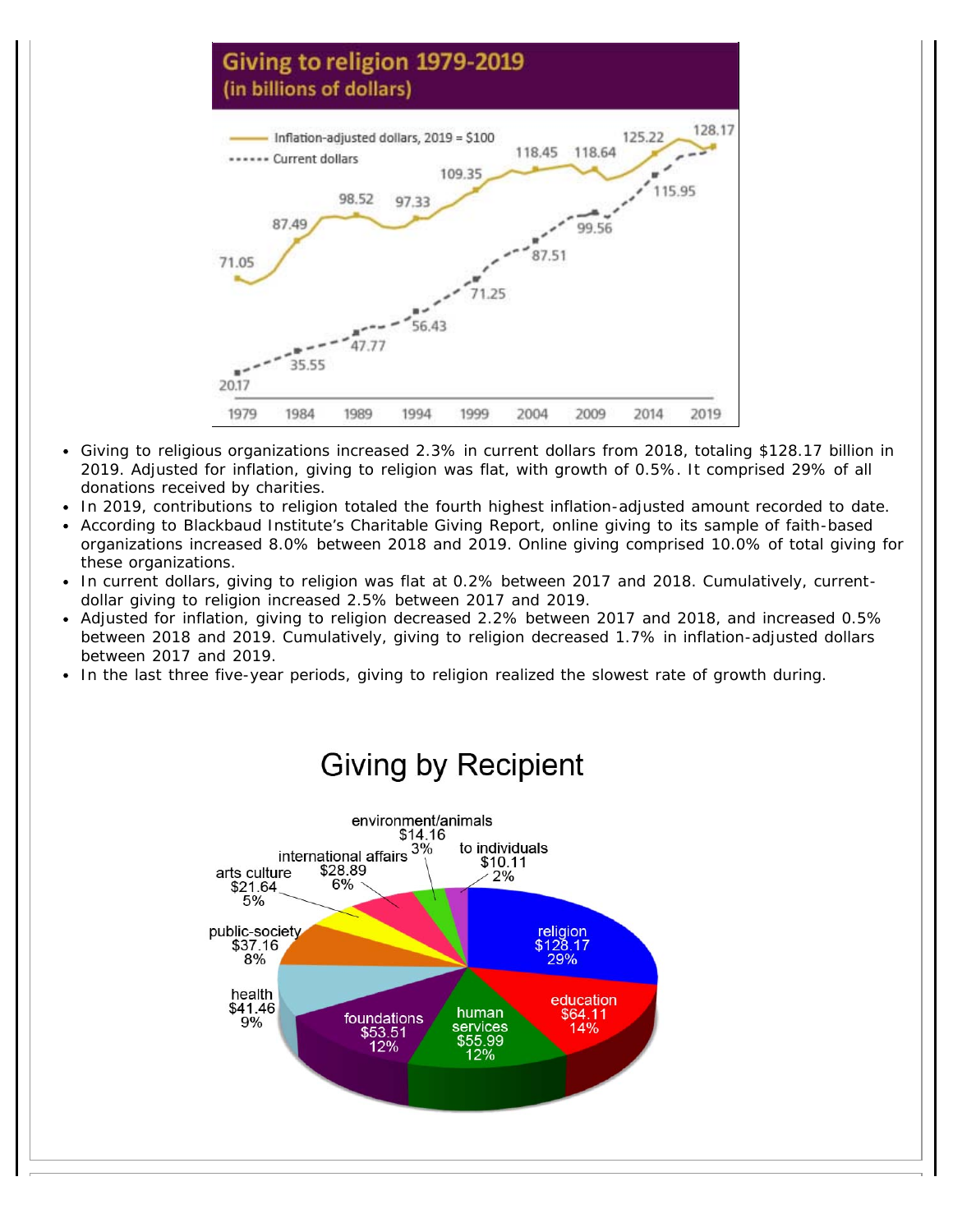**Giving to religion 1979-2019 (in billions of dollars)**

- Giving to religious organizations increased 2.3% in current dollars from 2018, totaling $128.17 billion in 2019. Adjusted for inflation, giving to religion was flat, with growth of 0.5%. It comprised 29% of all donations received by charities.
- In 2019, contributions to religion totaled the fourth highest inflation-adjusted amount recorded to date.
- According to Blackbaud Institute's Charitable Giving Report, online giving to its sample of faith-based organizations increased 8.0% between 2018 and 2019. Online giving comprised 10.0% of total giving for these organizations.
- In current dollars, giving to religion was flat at 0.2% between 2017 and 2018. Cumulatively, current-dollar giving to religion increased 2.5% between 2017 and 2019.
- Adjusted for inflation, giving to religion decreased 2.2% between 2017 and 2018, and increased 0.5% between 2018 and 2019. Cumulatively, giving to religion decreased 1.7% in inflation-adjusted dollars between 2017 and 2019.
- In the last three five-year periods, giving to religion realized the slowest rate of growth during.

## Giving by Recipient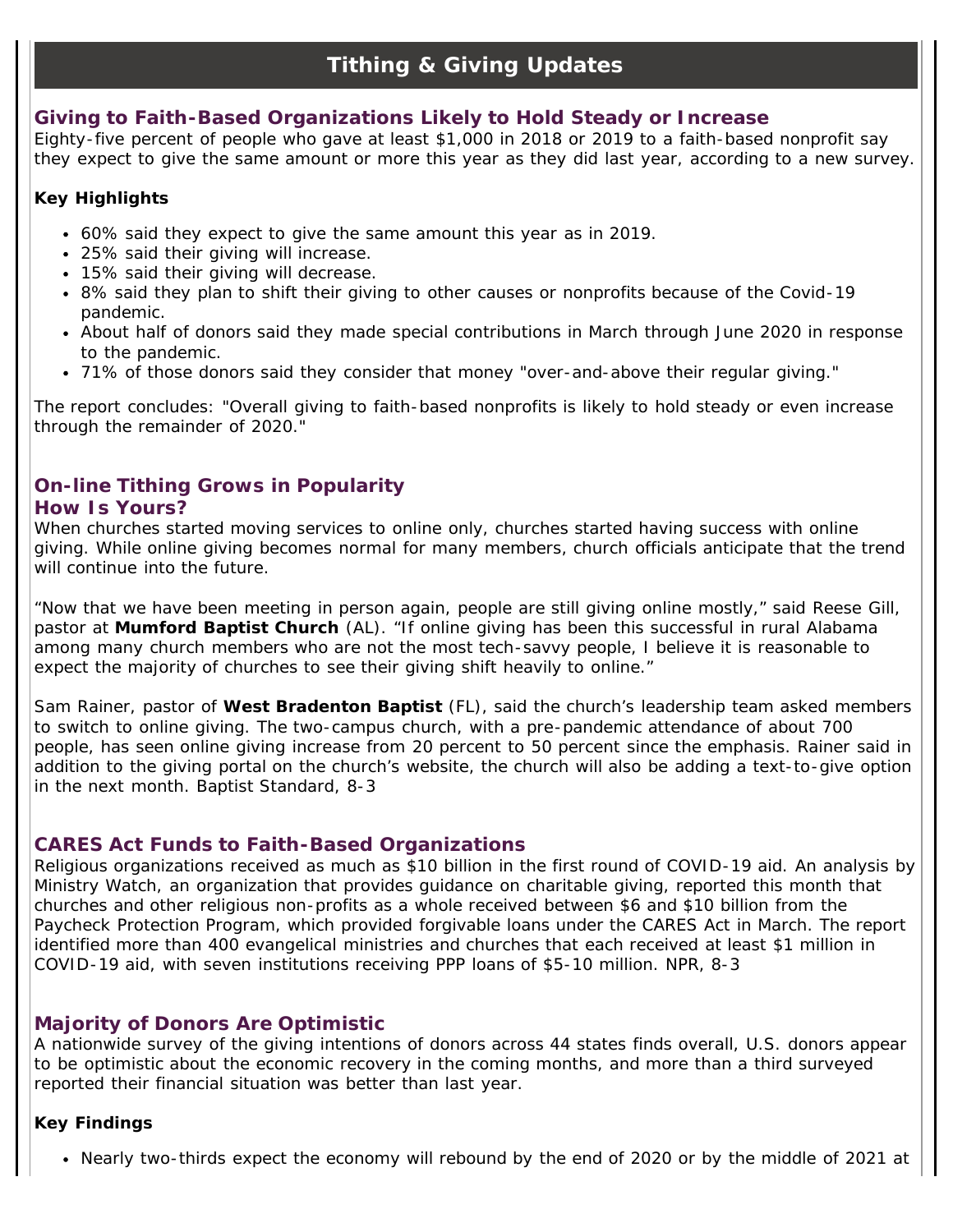# Tithing & Giving Updates

## Giving to Faith-Based Organizations Likely to Hold Steady or Increase

Eighty-five percent of people who gave at least $1,000 in 2018 or 2019 to a faith-based nonprofit say they expect to give the same amount or more this year as they did last year, according to a new survey.

**Key Highlights**

- 60% said they expect to give the same amount this year as in 2019.
- 25% said their giving will increase.
- 15% said their giving will decrease.
- 8% said they plan to shift their giving to other causes or nonprofits because of the Covid-19 pandemic.
- About half of donors said they made special contributions in March through June 2020 in response to the pandemic.
- 71% of those donors said they consider that money "over-and-above their regular giving."

The report concludes: "Overall giving to faith-based nonprofits is likely to hold steady or even increase through the remainder of 2020."

## On-line Tithing Grows in Popularity
## How Is Yours?

When churches started moving services to online only, churches started having success with online giving. While online giving becomes normal for many members, church officials anticipate that the trend will continue into the future.

“Now that we have been meeting in person again, people are still giving online mostly,” said Reese Gill, pastor at **Mumford Baptist Church** (AL). “If online giving has been this successful in rural Alabama among many church members who are not the most tech-savvy people, I believe it is reasonable to expect the majority of churches to see their giving shift heavily to online.”

Sam Rainer, pastor of **West Bradenton Baptist** (FL), said the church’s leadership team asked members to switch to online giving. The two-campus church, with a pre-pandemic attendance of about 700 people, has seen online giving increase from 20 percent to 50 percent since the emphasis. Rainer said in addition to the giving portal on the church’s website, the church will also be adding a text-to-give option in the next month. Baptist Standard, 8-3

## CARES Act Funds to Faith-Based Organizations

Religious organizations received as much as $10 billion in the first round of COVID-19 aid. An analysis by Ministry Watch, an organization that provides guidance on charitable giving, reported this month that churches and other religious non-profits as a whole received between $6 and $10 billion from the Paycheck Protection Program, which provided forgivable loans under the CARES Act in March. The report identified more than 400 evangelical ministries and churches that each received at least $1 million in COVID-19 aid, with seven institutions receiving PPP loans of $5-10 million. NPR, 8-3

## Majority of Donors Are Optimistic

A nationwide survey of the giving intentions of donors across 44 states finds overall, U.S. donors appear to be optimistic about the economic recovery in the coming months, and more than a third surveyed reported their financial situation was better than last year.

**Key Findings**

- Nearly two-thirds expect the economy will rebound by the end of 2020 or by the middle of 2021 at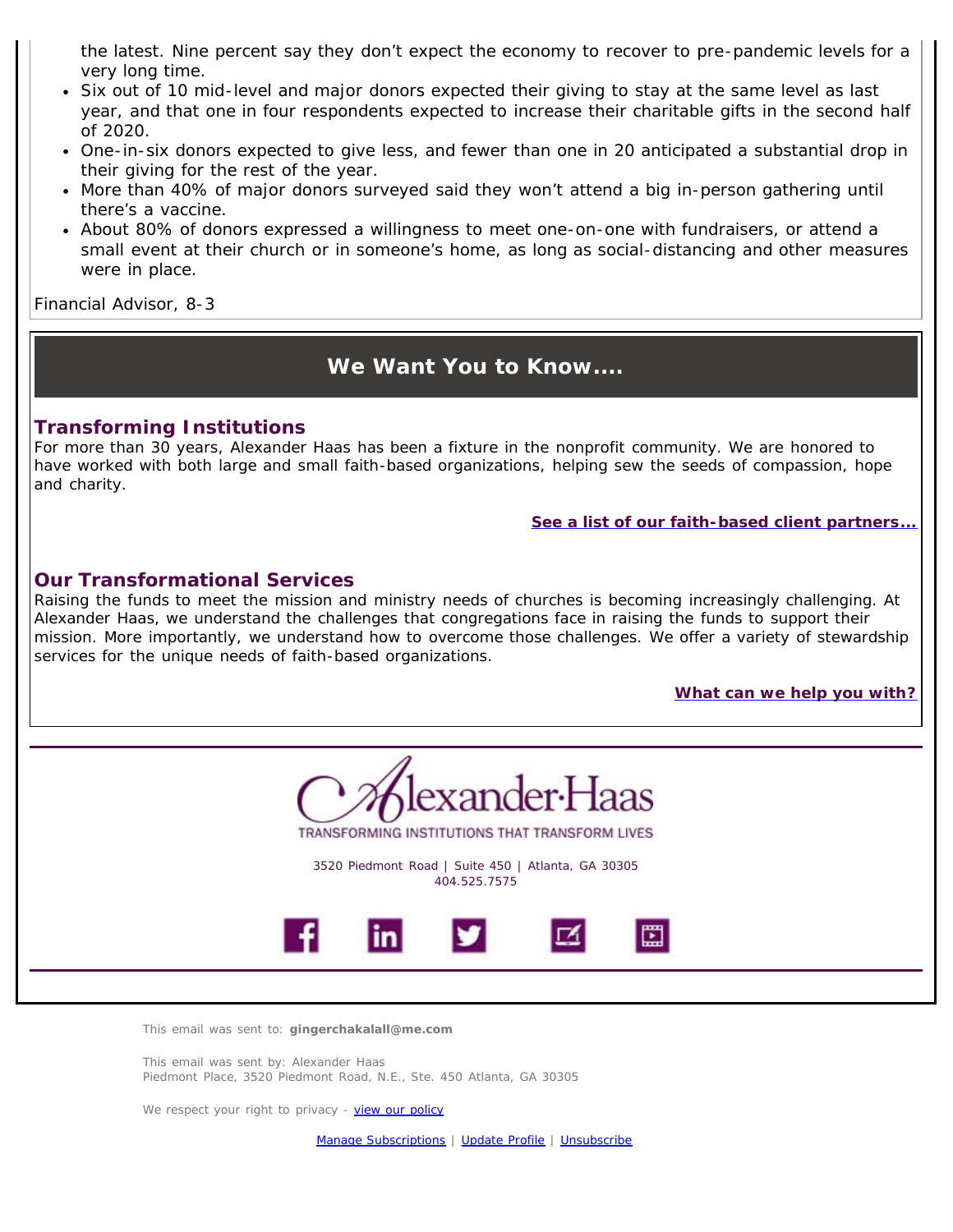the latest. Nine percent say they don't expect the economy to recover to pre-pandemic levels for a very long time.

- Six out of 10 mid-level and major donors expected their giving to stay at the same level as last year, and that one in four respondents expected to increase their charitable gifts in the second half of 2020.
- One-in-six donors expected to give less, and fewer than one in 20 anticipated a substantial drop in their giving for the rest of the year.
- More than 40% of major donors surveyed said they won't attend a big in-person gathering until there's a vaccine.
- About 80% of donors expressed a willingness to meet one-on-one with fundraisers, or attend a small event at their church or in someone's home, as long as social-distancing and other measures were in place.

Financial Advisor, 8-3

## We Want You to Know....

### Transforming Institutions

For more than 30 years, Alexander Haas has been a fixture in the nonprofit community. We are honored to have worked with both large and small faith-based organizations, helping sew the seeds of compassion, hope and charity.

**See a list of our faith-based client partners...**

### Our Transformational Services

Raising the funds to meet the mission and ministry needs of churches is becoming increasingly challenging. At Alexander Haas, we understand the challenges that congregations face in raising the funds to support their mission. More importantly, we understand how to overcome those challenges. We offer a variety of stewardship services for the unique needs of faith-based organizations.

**What can we help you with?**

Alexander Haas

TRANSFORMING INSTITUTIONS THAT TRANSFORM LIVES

3520 Piedmont Road | Suite 450 | Atlanta, GA 30305
404.525.7575

This email was sent to: **gingerchakalall@me.com**

This email was sent by: Alexander Haas
Piedmont Place, 3520 Piedmont Road, N.E., Ste. 450 Atlanta, GA 30305

We respect your right to privacy - view our policy

Manage Subscriptions | Update Profile | Unsubscribe